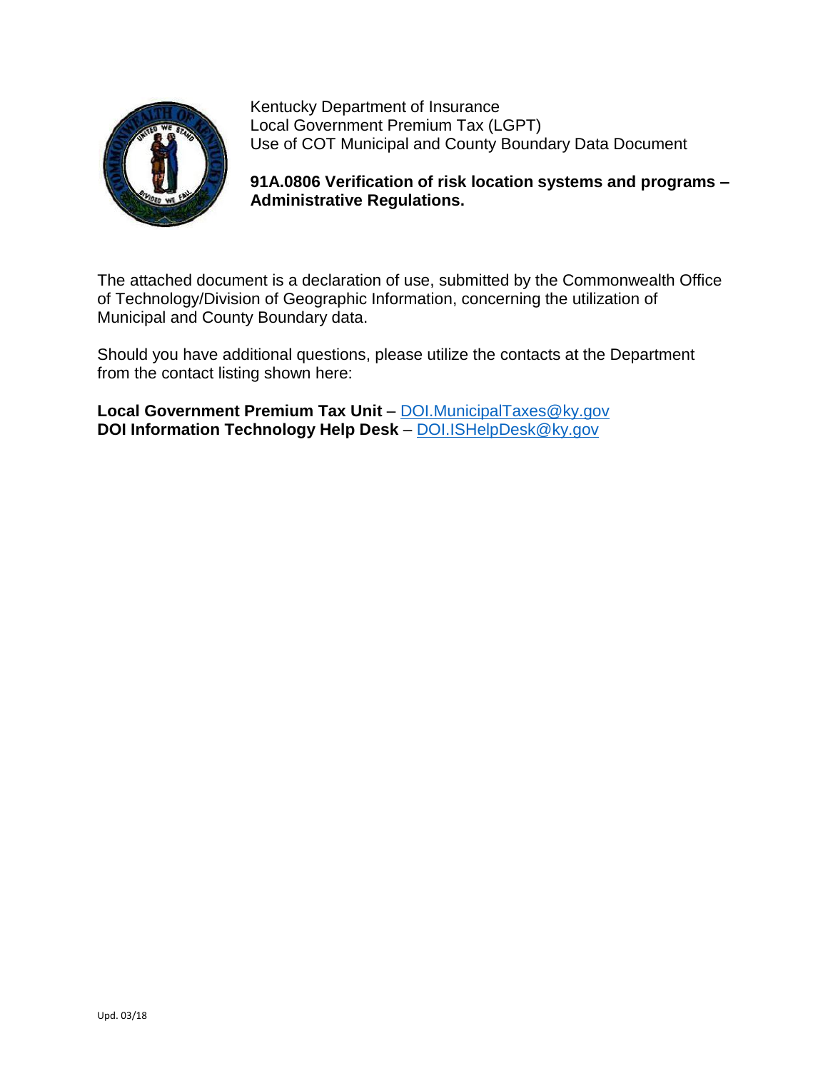Kentucky Department of Insurance
Local Government Premium Tax (LGPT)
Use of COT Municipal and County Boundary Data Document

**91A.0806 Verification of risk location systems and programs – Administrative Regulations.**

The attached document is a declaration of use, submitted by the Commonwealth Office of Technology/Division of Geographic Information, concerning the utilization of Municipal and County Boundary data.

Should you have additional questions, please utilize the contacts at the Department from the contact listing shown here:

**Local Government Premium Tax Unit** – DOI.MunicipalTaxes@ky.gov
**DOI Information Technology Help Desk** – DOI.ISHelpDesk@ky.gov

Upd. 03/18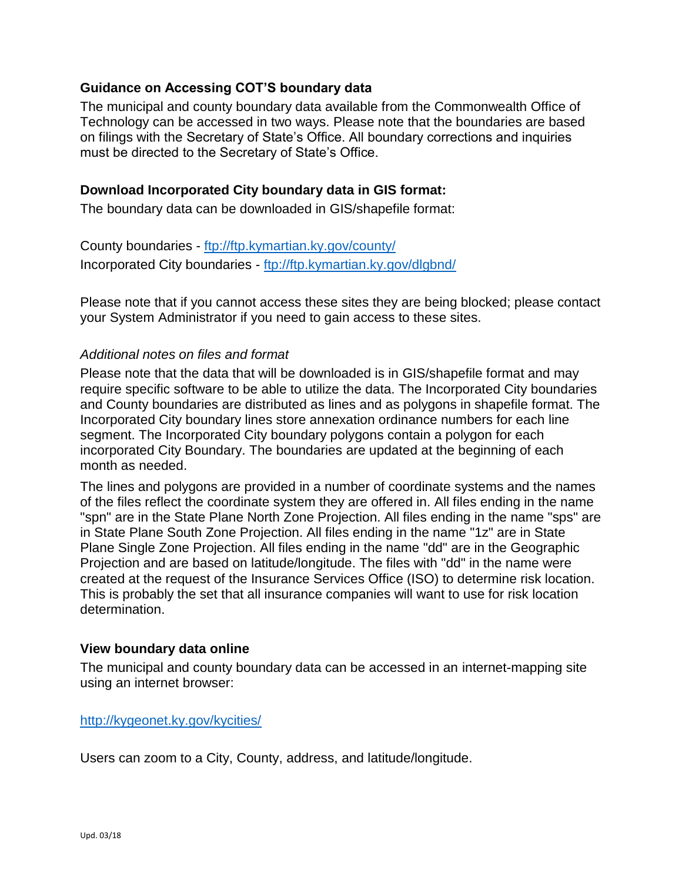## Guidance on Accessing COT'S boundary data

The municipal and county boundary data available from the Commonwealth Office of Technology can be accessed in two ways. Please note that the boundaries are based on filings with the Secretary of State's Office. All boundary corrections and inquiries must be directed to the Secretary of State's Office.

## Download Incorporated City boundary data in GIS format:

The boundary data can be downloaded in GIS/shapefile format:

County boundaries - [ftp://ftp.kymartian.ky.gov/county/](ftp://ftp.kymartian.ky.gov/county/)
Incorporated City boundaries - [ftp://ftp.kymartian.ky.gov/dlgbnd/](ftp://ftp.kymartian.ky.gov/dlgbnd/)

Please note that if you cannot access these sites they are being blocked; please contact your System Administrator if you need to gain access to these sites.

### *Additional notes on files and format*

Please note that the data that will be downloaded is in GIS/shapefile format and may require specific software to be able to utilize the data. The Incorporated City boundaries and County boundaries are distributed as lines and as polygons in shapefile format. The Incorporated City boundary lines store annexation ordinance numbers for each line segment. The Incorporated City boundary polygons contain a polygon for each incorporated City Boundary. The boundaries are updated at the beginning of each month as needed.

The lines and polygons are provided in a number of coordinate systems and the names of the files reflect the coordinate system they are offered in. All files ending in the name "spn" are in the State Plane North Zone Projection. All files ending in the name "sps" are in State Plane South Zone Projection. All files ending in the name "1z" are in State Plane Single Zone Projection. All files ending in the name "dd" are in the Geographic Projection and are based on latitude/longitude. The files with "dd" in the name were created at the request of the Insurance Services Office (ISO) to determine risk location. This is probably the set that all insurance companies will want to use for risk location determination.

## View boundary data online

The municipal and county boundary data can be accessed in an internet-mapping site using an internet browser:

[http://kygeonet.ky.gov/kycities/](http://kygeonet.ky.gov/kycities/)

Users can zoom to a City, County, address, and latitude/longitude.

Upd. 03/18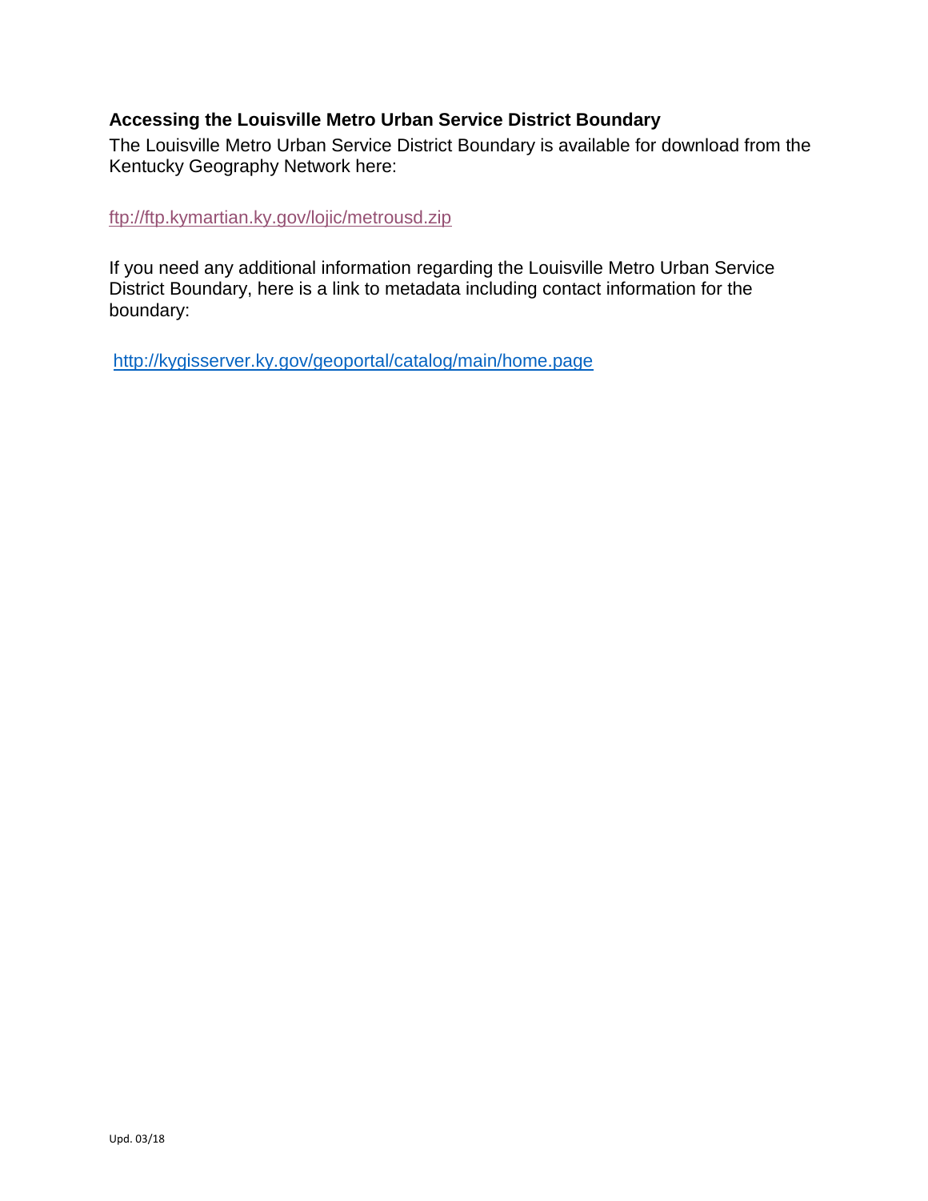**Accessing the Louisville Metro Urban Service District Boundary**

The Louisville Metro Urban Service District Boundary is available for download from the Kentucky Geography Network here:

ftp://ftp.kymartian.ky.gov/lojic/metrousd.zip

If you need any additional information regarding the Louisville Metro Urban Service District Boundary, here is a link to metadata including contact information for the boundary:

http://kygisserver.ky.gov/geoportal/catalog/main/home.page

Upd. 03/18